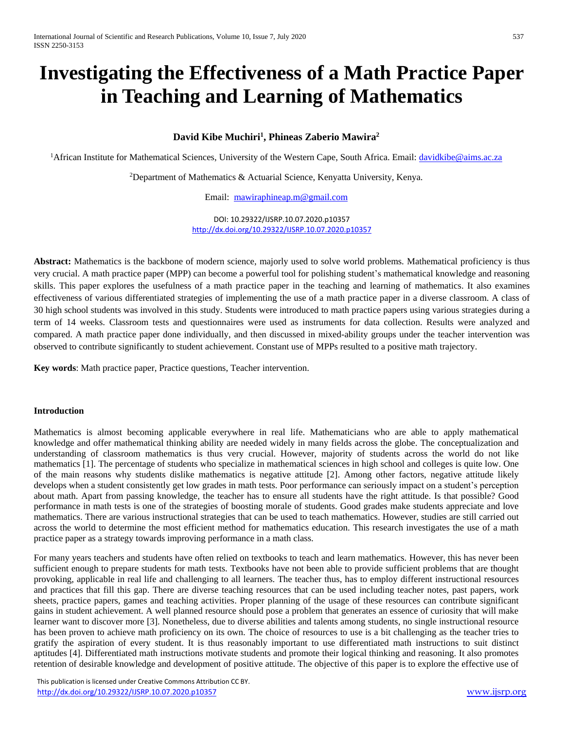# Investigating the Effectiveness of a Math Practice Paper in Teaching and Learning of Mathematics

**David Kibe Muchiri[1], Phineas Zaberio Mawira[2]**

[1]African Institute for Mathematical Sciences, University of the Western Cape, South Africa. Email: davidkibe@aims.ac.za

[2]Department of Mathematics & Actuarial Science, Kenyatta University, Kenya.

Email: mawiraphineap.m@gmail.com

DOI: 10.29322/IJSRP.10.07.2020.p10357
http://dx.doi.org/10.29322/IJSRP.10.07.2020.p10357

**Abstract:** Mathematics is the backbone of modern science, majorly used to solve world problems. Mathematical proficiency is thus very crucial. A math practice paper (MPP) can become a powerful tool for polishing student's mathematical knowledge and reasoning skills. This paper explores the usefulness of a math practice paper in the teaching and learning of mathematics. It also examines effectiveness of various differentiated strategies of implementing the use of a math practice paper in a diverse classroom. A class of 30 high school students was involved in this study. Students were introduced to math practice papers using various strategies during a term of 14 weeks. Classroom tests and questionnaires were used as instruments for data collection. Results were analyzed and compared. A math practice paper done individually, and then discussed in mixed-ability groups under the teacher intervention was observed to contribute significantly to student achievement. Constant use of MPPs resulted to a positive math trajectory.

**Key words**: Math practice paper, Practice questions, Teacher intervention.

## Introduction

Mathematics is almost becoming applicable everywhere in real life. Mathematicians who are able to apply mathematical knowledge and offer mathematical thinking ability are needed widely in many fields across the globe. The conceptualization and understanding of classroom mathematics is thus very crucial. However, majority of students across the world do not like mathematics [1]. The percentage of students who specialize in mathematical sciences in high school and colleges is quite low. One of the main reasons why students dislike mathematics is negative attitude [2]. Among other factors, negative attitude likely develops when a student consistently get low grades in math tests. Poor performance can seriously impact on a student's perception about math. Apart from passing knowledge, the teacher has to ensure all students have the right attitude. Is that possible? Good performance in math tests is one of the strategies of boosting morale of students. Good grades make students appreciate and love mathematics. There are various instructional strategies that can be used to teach mathematics. However, studies are still carried out across the world to determine the most efficient method for mathematics education. This research investigates the use of a math practice paper as a strategy towards improving performance in a math class.

For many years teachers and students have often relied on textbooks to teach and learn mathematics. However, this has never been sufficient enough to prepare students for math tests. Textbooks have not been able to provide sufficient problems that are thought provoking, applicable in real life and challenging to all learners. The teacher thus, has to employ different instructional resources and practices that fill this gap. There are diverse teaching resources that can be used including teacher notes, past papers, work sheets, practice papers, games and teaching activities. Proper planning of the usage of these resources can contribute significant gains in student achievement. A well planned resource should pose a problem that generates an essence of curiosity that will make learner want to discover more [3]. Nonetheless, due to diverse abilities and talents among students, no single instructional resource has been proven to achieve math proficiency on its own. The choice of resources to use is a bit challenging as the teacher tries to gratify the aspiration of every student. It is thus reasonably important to use differentiated math instructions to suit distinct aptitudes [4]. Differentiated math instructions motivate students and promote their logical thinking and reasoning. It also promotes retention of desirable knowledge and development of positive attitude. The objective of this paper is to explore the effective use of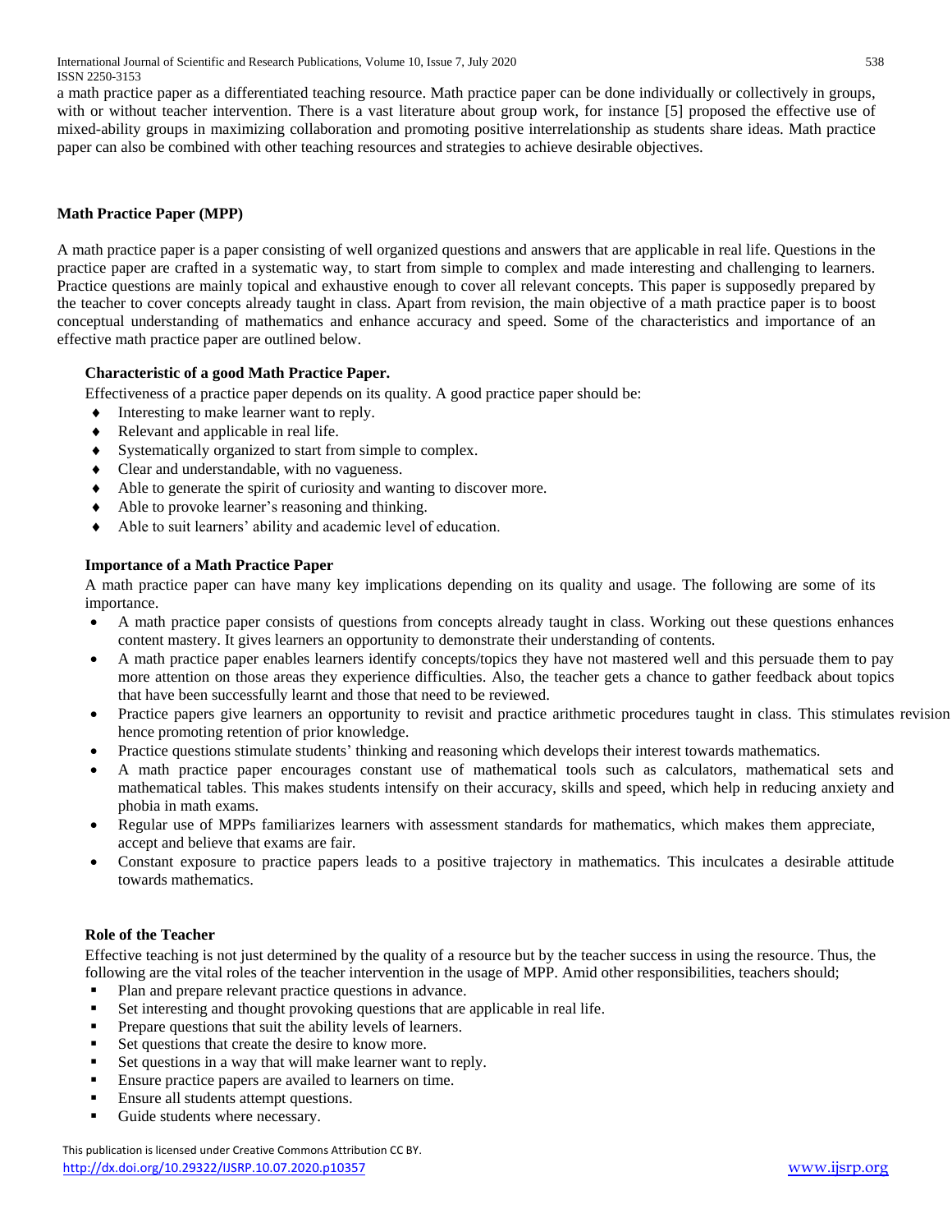a math practice paper as a differentiated teaching resource. Math practice paper can be done individually or collectively in groups, with or without teacher intervention. There is a vast literature about group work, for instance [5] proposed the effective use of mixed-ability groups in maximizing collaboration and promoting positive interrelationship as students share ideas. Math practice paper can also be combined with other teaching resources and strategies to achieve desirable objectives.

## Math Practice Paper (MPP)

A math practice paper is a paper consisting of well organized questions and answers that are applicable in real life. Questions in the practice paper are crafted in a systematic way, to start from simple to complex and made interesting and challenging to learners. Practice questions are mainly topical and exhaustive enough to cover all relevant concepts. This paper is supposedly prepared by the teacher to cover concepts already taught in class. Apart from revision, the main objective of a math practice paper is to boost conceptual understanding of mathematics and enhance accuracy and speed. Some of the characteristics and importance of an effective math practice paper are outlined below.

### Characteristic of a good Math Practice Paper.

Effectiveness of a practice paper depends on its quality. A good practice paper should be:

- Interesting to make learner want to reply.
- Relevant and applicable in real life.
- Systematically organized to start from simple to complex.
- Clear and understandable, with no vagueness.
- Able to generate the spirit of curiosity and wanting to discover more.
- Able to provoke learner's reasoning and thinking.
- Able to suit learners' ability and academic level of education.

### Importance of a Math Practice Paper

A math practice paper can have many key implications depending on its quality and usage. The following are some of its importance.

- A math practice paper consists of questions from concepts already taught in class. Working out these questions enhances content mastery. It gives learners an opportunity to demonstrate their understanding of contents.
- A math practice paper enables learners identify concepts/topics they have not mastered well and this persuade them to pay more attention on those areas they experience difficulties. Also, the teacher gets a chance to gather feedback about topics that have been successfully learnt and those that need to be reviewed.
- Practice papers give learners an opportunity to revisit and practice arithmetic procedures taught in class. This stimulates revision hence promoting retention of prior knowledge.
- Practice questions stimulate students' thinking and reasoning which develops their interest towards mathematics.
- A math practice paper encourages constant use of mathematical tools such as calculators, mathematical sets and mathematical tables. This makes students intensify on their accuracy, skills and speed, which help in reducing anxiety and phobia in math exams.
- Regular use of MPPs familiarizes learners with assessment standards for mathematics, which makes them appreciate, accept and believe that exams are fair.
- Constant exposure to practice papers leads to a positive trajectory in mathematics. This inculcates a desirable attitude towards mathematics.

### Role of the Teacher

Effective teaching is not just determined by the quality of a resource but by the teacher success in using the resource. Thus, the following are the vital roles of the teacher intervention in the usage of MPP. Amid other responsibilities, teachers should;

- Plan and prepare relevant practice questions in advance.
- Set interesting and thought provoking questions that are applicable in real life.
- Prepare questions that suit the ability levels of learners.
- Set questions that create the desire to know more.
- Set questions in a way that will make learner want to reply.
- Ensure practice papers are availed to learners on time.
- Ensure all students attempt questions.
- Guide students where necessary.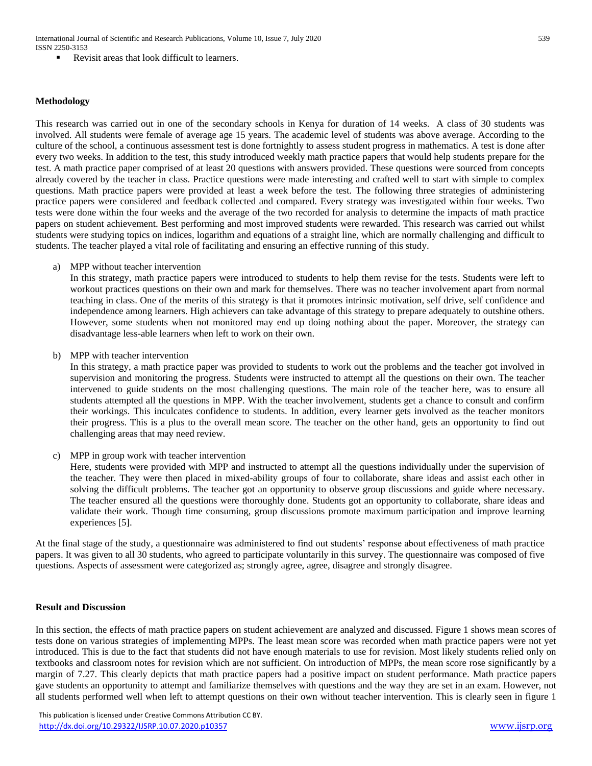- Revisit areas that look difficult to learners.

## Methodology

This research was carried out in one of the secondary schools in Kenya for duration of 14 weeks. A class of 30 students was involved. All students were female of average age 15 years. The academic level of students was above average. According to the culture of the school, a continuous assessment test is done fortnightly to assess student progress in mathematics. A test is done after every two weeks. In addition to the test, this study introduced weekly math practice papers that would help students prepare for the test. A math practice paper comprised of at least 20 questions with answers provided. These questions were sourced from concepts already covered by the teacher in class. Practice questions were made interesting and crafted well to start with simple to complex questions. Math practice papers were provided at least a week before the test. The following three strategies of administering practice papers were considered and feedback collected and compared. Every strategy was investigated within four weeks. Two tests were done within the four weeks and the average of the two recorded for analysis to determine the impacts of math practice papers on student achievement. Best performing and most improved students were rewarded. This research was carried out whilst students were studying topics on indices, logarithm and equations of a straight line, which are normally challenging and difficult to students. The teacher played a vital role of facilitating and ensuring an effective running of this study.

a) MPP without teacher intervention

   In this strategy, math practice papers were introduced to students to help them revise for the tests. Students were left to workout practices questions on their own and mark for themselves. There was no teacher involvement apart from normal teaching in class. One of the merits of this strategy is that it promotes intrinsic motivation, self drive, self confidence and independence among learners. High achievers can take advantage of this strategy to prepare adequately to outshine others. However, some students when not monitored may end up doing nothing about the paper. Moreover, the strategy can disadvantage less-able learners when left to work on their own.

b) MPP with teacher intervention

   In this strategy, a math practice paper was provided to students to work out the problems and the teacher got involved in supervision and monitoring the progress. Students were instructed to attempt all the questions on their own. The teacher intervened to guide students on the most challenging questions. The main role of the teacher here, was to ensure all students attempted all the questions in MPP. With the teacher involvement, students get a chance to consult and confirm their workings. This inculcates confidence to students. In addition, every learner gets involved as the teacher monitors their progress. This is a plus to the overall mean score. The teacher on the other hand, gets an opportunity to find out challenging areas that may need review.

c) MPP in group work with teacher intervention

   Here, students were provided with MPP and instructed to attempt all the questions individually under the supervision of the teacher. They were then placed in mixed-ability groups of four to collaborate, share ideas and assist each other in solving the difficult problems. The teacher got an opportunity to observe group discussions and guide where necessary. The teacher ensured all the questions were thoroughly done. Students got an opportunity to collaborate, share ideas and validate their work. Though time consuming, group discussions promote maximum participation and improve learning experiences [5].

At the final stage of the study, a questionnaire was administered to find out students' response about effectiveness of math practice papers. It was given to all 30 students, who agreed to participate voluntarily in this survey. The questionnaire was composed of five questions. Aspects of assessment were categorized as; strongly agree, agree, disagree and strongly disagree.

## Result and Discussion

In this section, the effects of math practice papers on student achievement are analyzed and discussed. Figure 1 shows mean scores of tests done on various strategies of implementing MPPs. The least mean score was recorded when math practice papers were not yet introduced. This is due to the fact that students did not have enough materials to use for revision. Most likely students relied only on textbooks and classroom notes for revision which are not sufficient. On introduction of MPPs, the mean score rose significantly by a margin of 7.27. This clearly depicts that math practice papers had a positive impact on student performance. Math practice papers gave students an opportunity to attempt and familiarize themselves with questions and the way they are set in an exam. However, not all students performed well when left to attempt questions on their own without teacher intervention. This is clearly seen in figure 1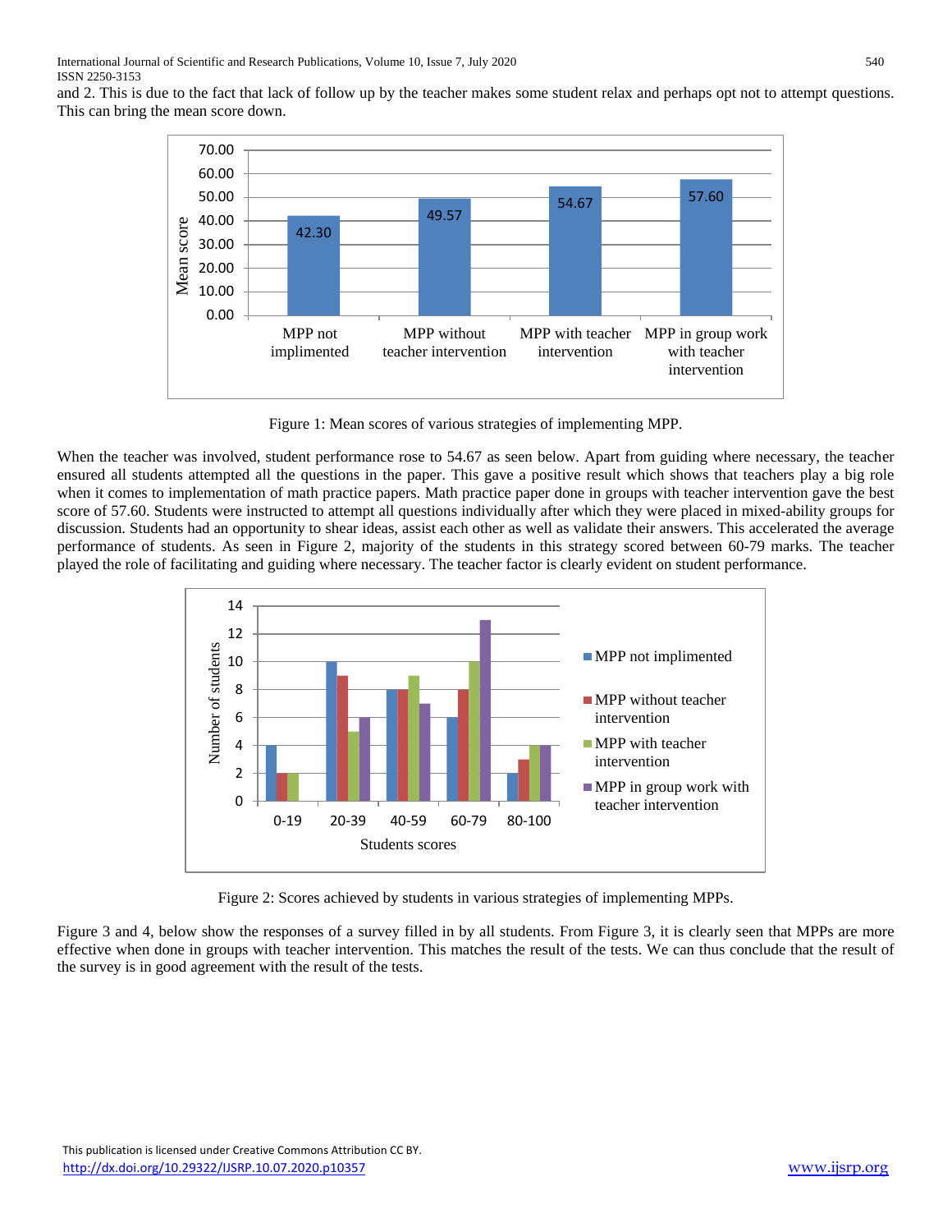and 2. This is due to the fact that lack of follow up by the teacher makes some student relax and perhaps opt not to attempt questions. This can bring the mean score down.

Figure 1: Mean scores of various strategies of implementing MPP.

When the teacher was involved, student performance rose to 54.67 as seen below. Apart from guiding where necessary, the teacher ensured all students attempted all the questions in the paper. This gave a positive result which shows that teachers play a big role when it comes to implementation of math practice papers. Math practice paper done in groups with teacher intervention gave the best score of 57.60. Students were instructed to attempt all questions individually after which they were placed in mixed-ability groups for discussion. Students had an opportunity to shear ideas, assist each other as well as validate their answers. This accelerated the average performance of students. As seen in Figure 2, majority of the students in this strategy scored between 60-79 marks. The teacher played the role of facilitating and guiding where necessary. The teacher factor is clearly evident on student performance.

Figure 2: Scores achieved by students in various strategies of implementing MPPs.

Figure 3 and 4, below show the responses of a survey filled in by all students. From Figure 3, it is clearly seen that MPPs are more effective when done in groups with teacher intervention. This matches the result of the tests. We can thus conclude that the result of the survey is in good agreement with the result of the tests.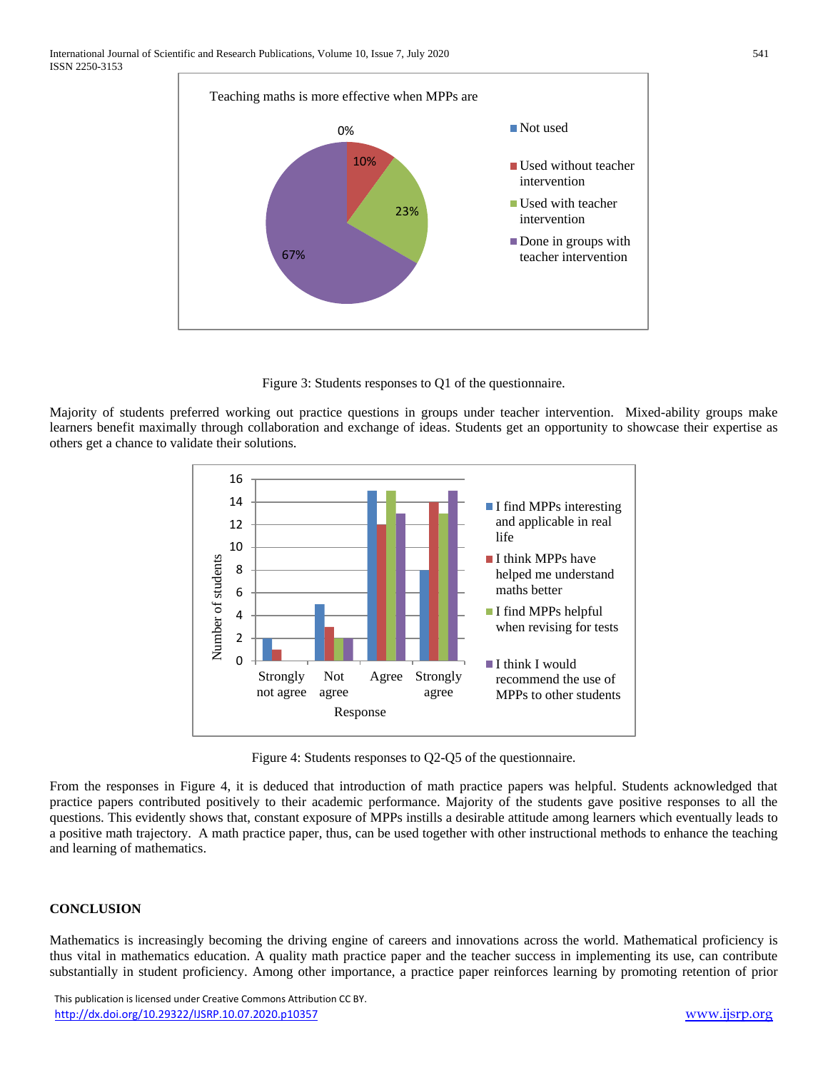Figure 3: Students responses to Q1 of the questionnaire.

Majority of students preferred working out practice questions in groups under teacher intervention. Mixed-ability groups make learners benefit maximally through collaboration and exchange of ideas. Students get an opportunity to showcase their expertise as others get a chance to validate their solutions.

Figure 4: Students responses to Q2-Q5 of the questionnaire.

From the responses in Figure 4, it is deduced that introduction of math practice papers was helpful. Students acknowledged that practice papers contributed positively to their academic performance. Majority of the students gave positive responses to all the questions. This evidently shows that, constant exposure of MPPs instills a desirable attitude among learners which eventually leads to a positive math trajectory. A math practice paper, thus, can be used together with other instructional methods to enhance the teaching and learning of mathematics.

## CONCLUSION

Mathematics is increasingly becoming the driving engine of careers and innovations across the world. Mathematical proficiency is thus vital in mathematics education. A quality math practice paper and the teacher success in implementing its use, can contribute substantially in student proficiency. Among other importance, a practice paper reinforces learning by promoting retention of prior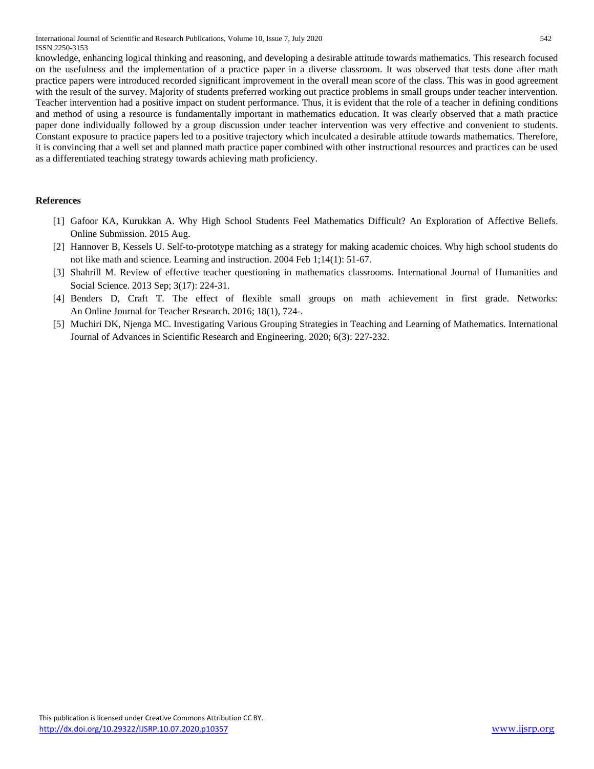knowledge, enhancing logical thinking and reasoning, and developing a desirable attitude towards mathematics. This research focused on the usefulness and the implementation of a practice paper in a diverse classroom. It was observed that tests done after math practice papers were introduced recorded significant improvement in the overall mean score of the class. This was in good agreement with the result of the survey. Majority of students preferred working out practice problems in small groups under teacher intervention. Teacher intervention had a positive impact on student performance. Thus, it is evident that the role of a teacher in defining conditions and method of using a resource is fundamentally important in mathematics education. It was clearly observed that a math practice paper done individually followed by a group discussion under teacher intervention was very effective and convenient to students. Constant exposure to practice papers led to a positive trajectory which inculcated a desirable attitude towards mathematics. Therefore, it is convincing that a well set and planned math practice paper combined with other instructional resources and practices can be used as a differentiated teaching strategy towards achieving math proficiency.

**References**

[1] Gafoor KA, Kurukkan A. Why High School Students Feel Mathematics Difficult? An Exploration of Affective Beliefs. Online Submission. 2015 Aug.

[2] Hannover B, Kessels U. Self-to-prototype matching as a strategy for making academic choices. Why high school students do not like math and science. Learning and instruction. 2004 Feb 1;14(1): 51-67.

[3] Shahrill M. Review of effective teacher questioning in mathematics classrooms. International Journal of Humanities and Social Science. 2013 Sep; 3(17): 224-31.

[4] Benders D, Craft T. The effect of flexible small groups on math achievement in first grade. Networks: An Online Journal for Teacher Research. 2016; 18(1), 724-.

[5] Muchiri DK, Njenga MC. Investigating Various Grouping Strategies in Teaching and Learning of Mathematics. International Journal of Advances in Scientific Research and Engineering. 2020; 6(3): 227-232.